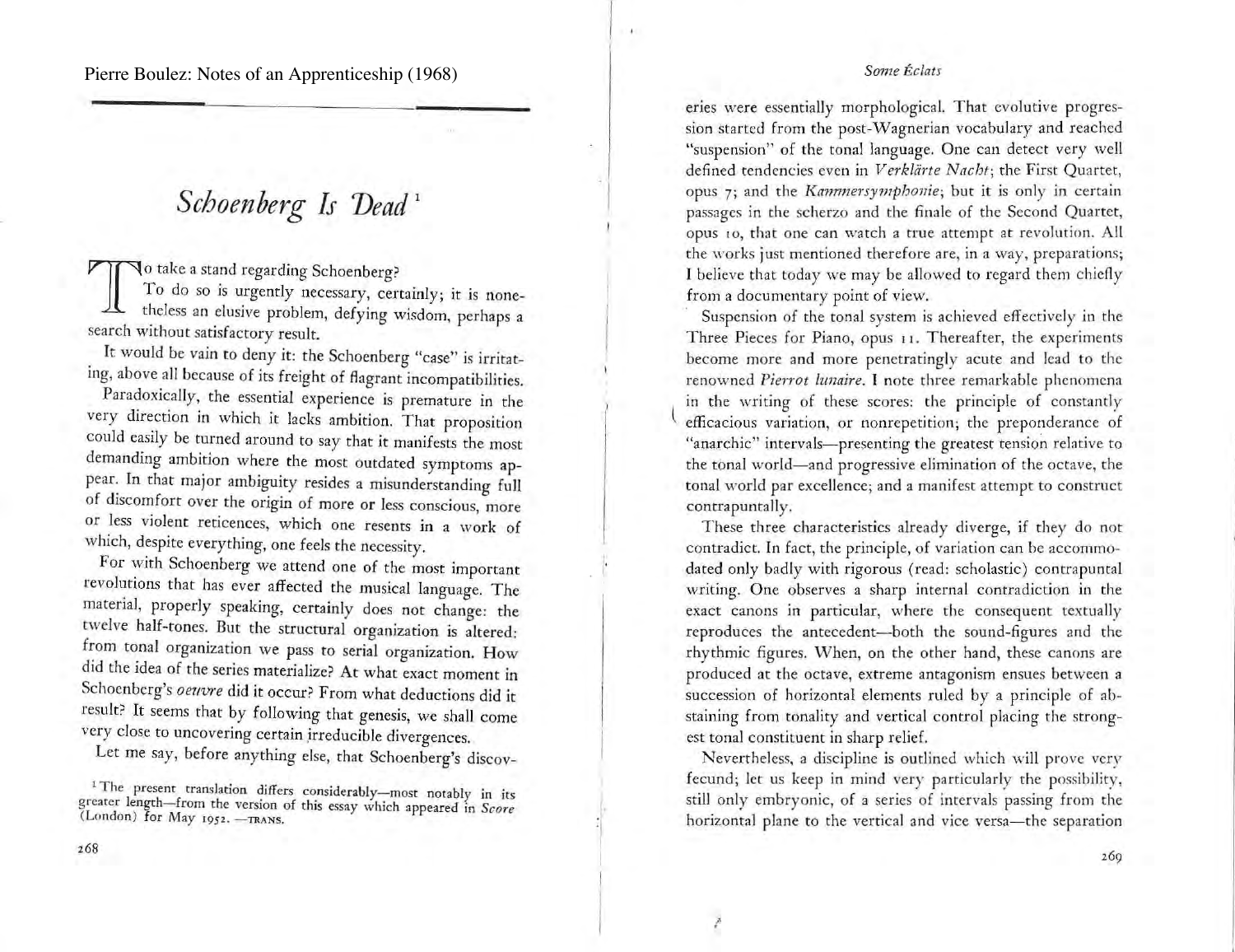Pierre Boulez: Notes of an Apprenticeship (1968)

# *Schoenberg Is Dead*[1]

To take a stand regarding Schoenberg?

To do so is urgently necessary, certainly; it is nonetheless an elusive problem, defying wisdom, perhaps a search without satisfactory result.

It would be vain to deny it: the Schoenberg "case" is irritating, above all because of its freight of flagrant incompatibilities.

Paradoxically, the essential experience is premature in the very direction in which it lacks ambition. That proposition could easily be turned around to say that it manifests the most demanding ambition where the most outdated symptoms appear. In that major ambiguity resides a misunderstanding full of discomfort over the origin of more or less conscious, more or less violent reticences, which one resents in a work of which, despite everything, one feels the necessity.

For with Schoenberg we attend one of the most important revolutions that has ever affected the musical language. The material, properly speaking, certainly does not change: the twelve half-tones. But the structural organization is altered: from tonal organization we pass to serial organization. How did the idea of the series materialize? At what exact moment in Schoenberg's *oeuvre* did it occur? From what deductions did it result? It seems that by following that genesis, we shall come very close to uncovering certain irreducible divergences.

Let me say, before anything else, that Schoenberg's discoveries were essentially morphological. That evolutive progression started from the post-Wagnerian vocabulary and reached "suspension" of the tonal language. One can detect very well defined tendencies even in *Verklärte Nacht*; the First Quartet, opus 7; and the *Kammersymphonie*; but it is only in certain passages in the scherzo and the finale of the Second Quartet, opus 10, that one can watch a true attempt at revolution. All the works just mentioned therefore are, in a way, preparations; I believe that today we may be allowed to regard them chiefly from a documentary point of view.

Suspension of the tonal system is achieved effectively in the Three Pieces for Piano, opus 11. Thereafter, the experiments become more and more penetratingly acute and lead to the renowned *Pierrot lunaire*. I note three remarkable phenomena in the writing of these scores: the principle of constantly efficacious variation, or nonrepetition; the preponderance of "anarchic" intervals—presenting the greatest tension relative to the tonal world—and progressive elimination of the octave, the tonal world par excellence; and a manifest attempt to construct contrapuntally.

These three characteristics already diverge, if they do not contradict. In fact, the principle, of variation can be accommodated only badly with rigorous (read: scholastic) contrapuntal writing. One observes a sharp internal contradiction in the exact canons in particular, where the consequent textually reproduces the antecedent—both the sound-figures and the rhythmic figures. When, on the other hand, these canons are produced at the octave, extreme antagonism ensues between a succession of horizontal elements ruled by a principle of abstaining from tonality and vertical control placing the strongest tonal constituent in sharp relief.

Nevertheless, a discipline is outlined which will prove very fecund; let us keep in mind very particularly the possibility, still only embryonic, of a series of intervals passing from the horizontal plane to the vertical and vice versa—the separation

[1] The present translation differs considerably—most notably in its greater length—from the version of this essay which appeared in *Score* (London) for May 1952. —TRANS.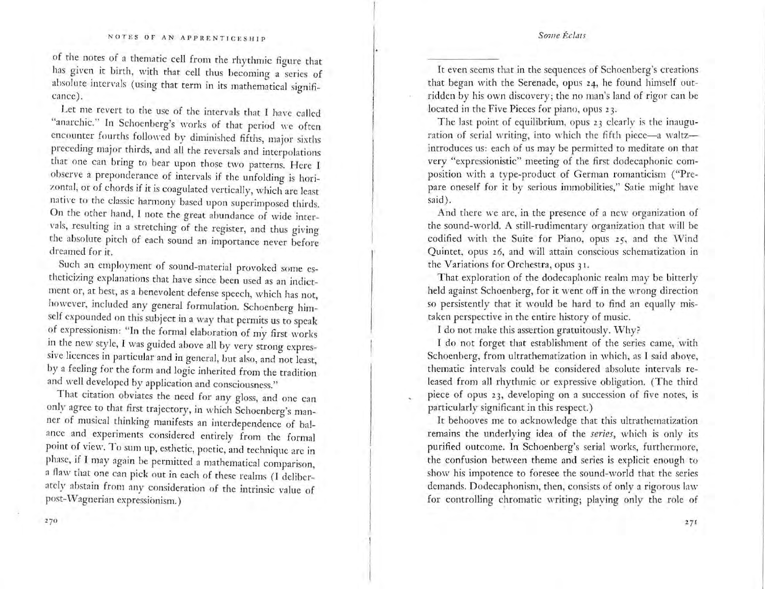of the notes of a thematic cell from the rhythmic figure that has given it birth, with that cell thus becoming a series of absolute intervals (using that term in its mathematical significance).

Let me revert to the use of the intervals that I have called "anarchic." In Schoenberg's works of that period we often encounter fourths followed by diminished fifths, major sixths preceding major thirds, and all the reversals and interpolations that one can bring to bear upon those two patterns. Here I observe a preponderance of intervals if the unfolding is horizontal, or of chords if it is coagulated vertically, which are least native to the classic harmony based upon superimposed thirds. On the other hand, I note the great abundance of wide intervals, resulting in a stretching of the register, and thus giving the absolute pitch of each sound an importance never before dreamed for it.

Such an employment of sound-material provoked some estheticizing explanations that have since been used as an indictment or, at best, as a benevolent defense speech, which has not, however, included any general formulation. Schoenberg himself expounded on this subject in a way that permits us to speak of expressionism: "In the formal elaboration of my first works in the new style, I was guided above all by very strong expressive licences in particular and in general, but also, and not least, by a feeling for the form and logic inherited from the tradition and well developed by application and consciousness."

That citation obviates the need for any gloss, and one can only agree to that first trajectory, in which Schoenberg's manner of musical thinking manifests an interdependence of balance and experiments considered entirely from the formal point of view. To sum up, esthetic, poetic, and technique are in phase, if I may again be permitted a mathematical comparison, a flaw that one can pick out in each of these realms (I deliberately abstain from any consideration of the intrinsic value of post-Wagnerian expressionism.)

---

It even seems that in the sequences of Schoenberg's creations that began with the Serenade, opus 24, he found himself outridden by his own discovery; the no man's land of rigor can be located in the Five Pieces for piano, opus 23.

The last point of equilibrium, opus 23 clearly is the inauguration of serial writing, into which the fifth piece—a waltz—introduces us: each of us may be permitted to meditate on that very "expressionistic" meeting of the first dodecaphonic composition with a type-product of German romanticism ("Prepare oneself for it by serious immobilities," Satie might have said).

And there we are, in the presence of a new organization of the sound-world. A still-rudimentary organization that will be codified with the Suite for Piano, opus 25, and the Wind Quintet, opus 26, and will attain conscious schematization in the Variations for Orchestra, opus 31.

That exploration of the dodecaphonic realm may be bitterly held against Schoenberg, for it went off in the wrong direction so persistently that it would be hard to find an equally mistaken perspective in the entire history of music.

I do not make this assertion gratuitously. Why?

I do not forget that establishment of the series came, with Schoenberg, from ultrathematization in which, as I said above, thematic intervals could be considered absolute intervals released from all rhythmic or expressive obligation. (The third piece of opus 23, developing on a succession of five notes, is particularly significant in this respect.)

It behooves me to acknowledge that this ultrathematization remains the underlying idea of the *series*, which is only its purified outcome. In Schoenberg's serial works, furthermore, the confusion between theme and series is explicit enough to show his impotence to foresee the sound-world that the series demands. Dodecaphonism, then, consists of only a rigorous law for controlling chromatic writing; playing only the role of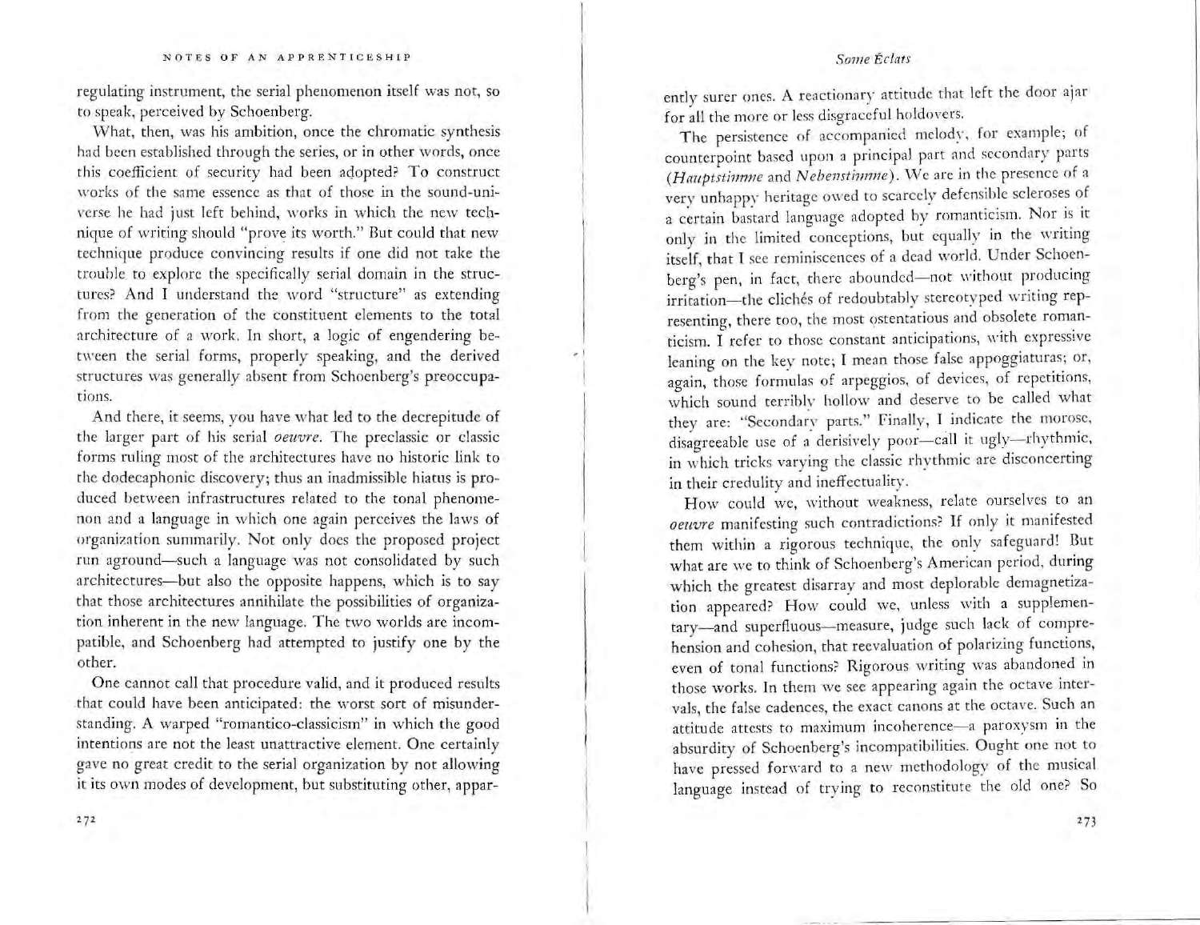regulating instrument, the serial phenomenon itself was not, so to speak, perceived by Schoenberg.

What, then, was his ambition, once the chromatic synthesis had been established through the series, or in other words, once this coefficient of security had been adopted? To construct works of the same essence as that of those in the sound-universe he had just left behind, works in which the new technique of writing should "prove its worth." But could that new technique produce convincing results if one did not take the trouble to explore the specifically serial domain in the structures? And I understand the word "structure" as extending from the generation of the constituent elements to the total architecture of a work. In short, a logic of engendering between the serial forms, properly speaking, and the derived structures was generally absent from Schoenberg's preoccupations.

And there, it seems, you have what led to the decrepitude of the larger part of his serial *oeuvre*. The preclassic or classic forms ruling most of the architectures have no historic link to the dodecaphonic discovery; thus an inadmissible hiatus is produced between infrastructures related to the tonal phenomenon and a language in which one again perceives the laws of organization summarily. Not only does the proposed project run aground—such a language was not consolidated by such architectures—but also the opposite happens, which is to say that those architectures annihilate the possibilities of organization inherent in the new language. The two worlds are incompatible, and Schoenberg had attempted to justify one by the other.

One cannot call that procedure valid, and it produced results that could have been anticipated: the worst sort of misunderstanding. A warped "romantico-classicism" in which the good intentions are not the least unattractive element. One certainly gave no great credit to the serial organization by not allowing it its own modes of development, but substituting other, apparently surer ones. A reactionary attitude that left the door ajar for all the more or less disgraceful holdovers.

The persistence of accompanied melody, for example; of counterpoint based upon a principal part and secondary parts (*Hauptstimme* and *Nebenstimme*). We are in the presence of a very unhappy heritage owed to scarcely defensible scleroses of a certain bastard language adopted by romanticism. Nor is it only in the limited conceptions, but equally in the writing itself, that I see reminiscences of a dead world. Under Schoenberg's pen, in fact, there abounded—not without producing irritation—the clichés of redoubtably stereotyped writing representing, there too, the most ostentatious and obsolete romanticism. I refer to those constant anticipations, with expressive leaning on the key note; I mean those false appoggiaturas; or, again, those formulas of arpeggios, of devices, of repetitions, which sound terribly hollow and deserve to be called what they are: "Secondary parts." Finally, I indicate the morose, disagreeable use of a derisively poor—call it ugly—rhythmic, in which tricks varying the classic rhythmic are disconcerting in their credulity and ineffectuality.

How could we, without weakness, relate ourselves to an *oeuvre* manifesting such contradictions? If only it manifested them within a rigorous technique, the only safeguard! But what are we to think of Schoenberg's American period, during which the greatest disarray and most deplorable demagnetization appeared? How could we, unless with a supplementary—and superfluous—measure, judge such lack of comprehension and cohesion, that reevaluation of polarizing functions, even of tonal functions? Rigorous writing was abandoned in those works. In them we see appearing again the octave intervals, the false cadences, the exact canons at the octave. Such an attitude attests to maximum incoherence—a paroxysm in the absurdity of Schoenberg's incompatibilities. Ought one not to have pressed forward to a new methodology of the musical language instead of trying to reconstitute the old one? So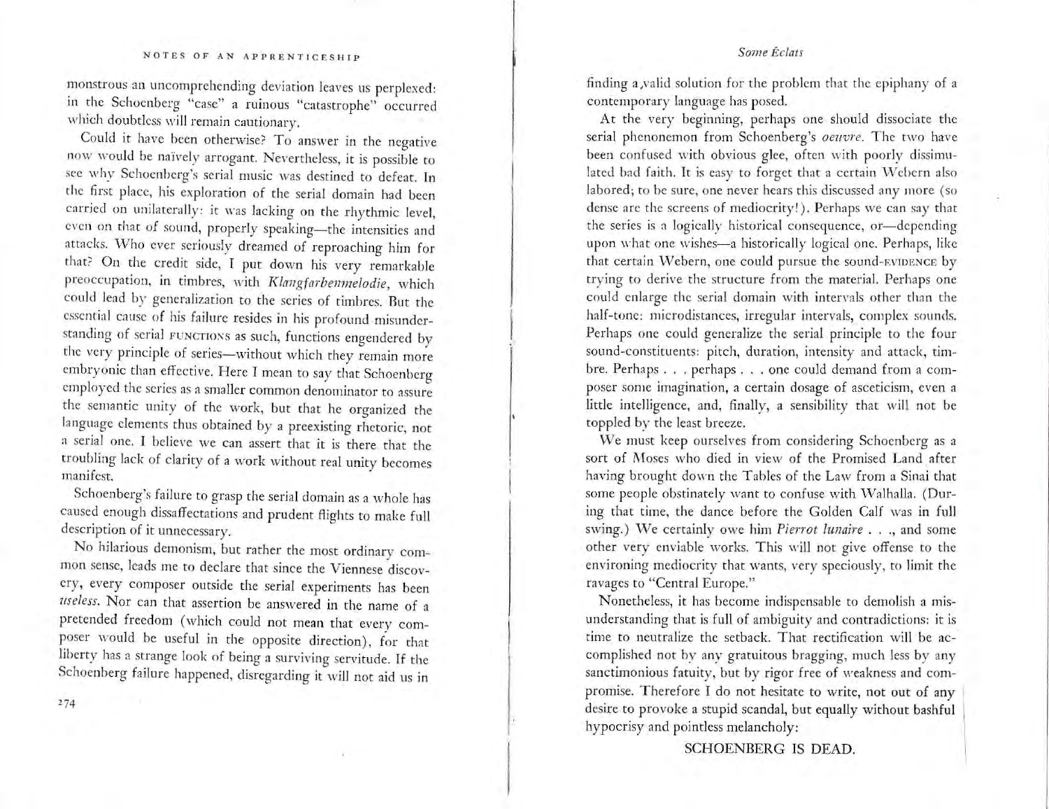monstrous an uncomprehending deviation leaves us perplexed: in the Schoenberg "case" a ruinous "catastrophe" occurred which doubtless will remain cautionary.

Could it have been otherwise? To answer in the negative now would be naïvely arrogant. Nevertheless, it is possible to see why Schoenberg's serial music was destined to defeat. In the first place, his exploration of the serial domain had been carried on unilaterally: it was lacking on the rhythmic level, even on that of sound, properly speaking—the intensities and attacks. Who ever seriously dreamed of reproaching him for that? On the credit side, I put down his very remarkable preoccupation, in timbres, with *Klangfarbenmelodie*, which could lead by generalization to the series of timbres. But the essential cause of his failure resides in his profound misunderstanding of serial FUNCTIONS as such, functions engendered by the very principle of series—without which they remain more embryonic than effective. Here I mean to say that Schoenberg employed the series as a smaller common denominator to assure the semantic unity of the work, but that he organized the language elements thus obtained by a preexisting rhetoric, not a serial one. I believe we can assert that it is there that the troubling lack of clarity of a work without real unity becomes manifest.

Schoenberg's failure to grasp the serial domain as a whole has caused enough dissaffectations and prudent flights to make full description of it unnecessary.

No hilarious demonism, but rather the most ordinary common sense, leads me to declare that since the Viennese discovery, every composer outside the serial experiments has been *useless*. Nor can that assertion be answered in the name of a pretended freedom (which could not mean that every composer would be useful in the opposite direction), for that liberty has a strange look of being a surviving servitude. If the Schoenberg failure happened, disregarding it will not aid us in finding a valid solution for the problem that the epiphany of a contemporary language has posed.

At the very beginning, perhaps one should dissociate the serial phenonemon from Schoenberg's *oeuvre*. The two have been confused with obvious glee, often with poorly dissimulated bad faith. It is easy to forget that a certain Webern also labored; to be sure, one never hears this discussed any more (so dense are the screens of mediocrity!). Perhaps we can say that the series is a logically historical consequence, or—depending upon what one wishes—a historically logical one. Perhaps, like that certain Webern, one could pursue the sound-EVIDENCE by trying to derive the structure from the material. Perhaps one could enlarge the serial domain with intervals other than the half-tone: microdistances, irregular intervals, complex sounds. Perhaps one could generalize the serial principle to the four sound-constituents: pitch, duration, intensity and attack, timbre. Perhaps . . . perhaps . . . one could demand from a composer some imagination, a certain dosage of asceticism, even a little intelligence, and, finally, a sensibility that will not be toppled by the least breeze.

We must keep ourselves from considering Schoenberg as a sort of Moses who died in view of the Promised Land after having brought down the Tables of the Law from a Sinai that some people obstinately want to confuse with Walhalla. (During that time, the dance before the Golden Calf was in full swing.) We certainly owe him *Pierrot lunaire* . . ., and some other very enviable works. This will not give offense to the environing mediocrity that wants, very speciously, to limit the ravages to "Central Europe."

Nonetheless, it has become indispensable to demolish a misunderstanding that is full of ambiguity and contradictions: it is time to neutralize the setback. That rectification will be accomplished not by any gratuitous bragging, much less by any sanctimonious fatuity, but by rigor free of weakness and compromise. Therefore I do not hesitate to write, not out of any desire to provoke a stupid scandal, but equally without bashful hypocrisy and pointless melancholy:

SCHOENBERG IS DEAD.